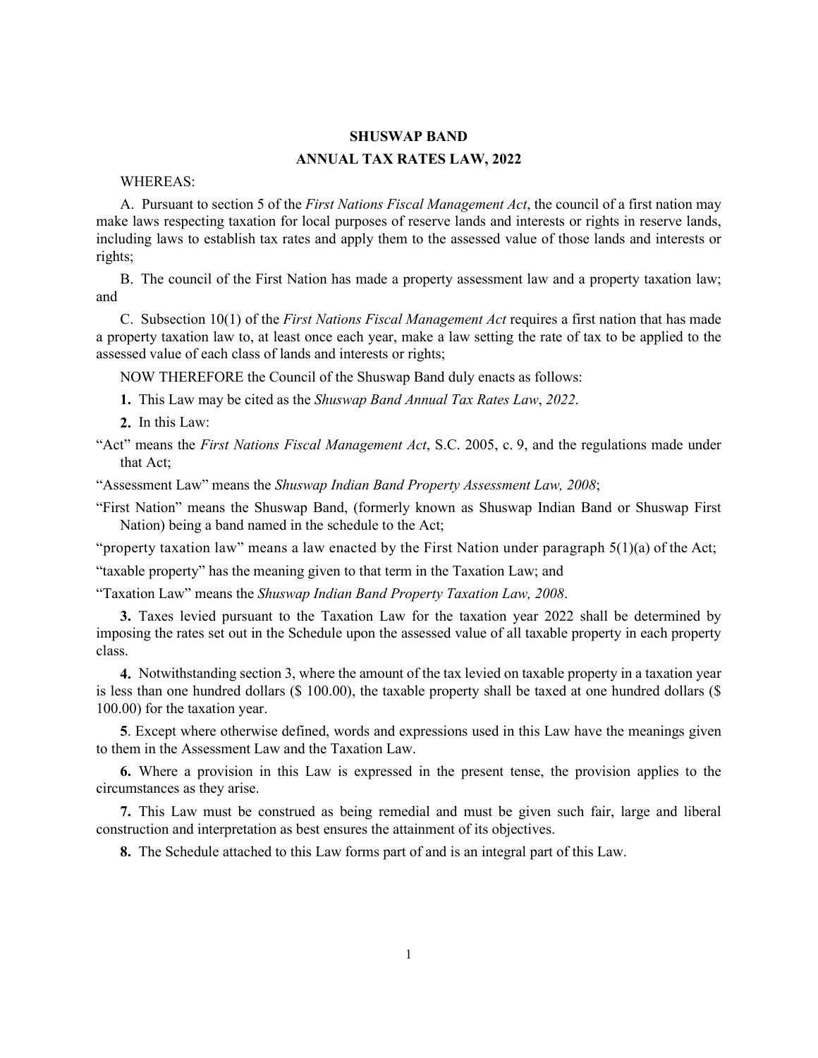# SHUSWAP BAND

## ANNUAL TAX RATES LAW, 2022

WHEREAS:

A. Pursuant to section 5 of the *First Nations Fiscal Management Act*, the council of a first nation may make laws respecting taxation for local purposes of reserve lands and interests or rights in reserve lands, including laws to establish tax rates and apply them to the assessed value of those lands and interests or rights;

B. The council of the First Nation has made a property assessment law and a property taxation law; and

C. Subsection 10(1) of the *First Nations Fiscal Management Act* requires a first nation that has made a property taxation law to, at least once each year, make a law setting the rate of tax to be applied to the assessed value of each class of lands and interests or rights;

NOW THEREFORE the Council of the Shuswap Band duly enacts as follows:

**1.** This Law may be cited as the *Shuswap Band Annual Tax Rates Law*, *2022*.

**2.** In this Law:

"Act" means the *First Nations Fiscal Management Act*, S.C. 2005, c. 9, and the regulations made under that Act;

"Assessment Law" means the *Shuswap Indian Band Property Assessment Law, 2008*;

"First Nation" means the Shuswap Band, (formerly known as Shuswap Indian Band or Shuswap First Nation) being a band named in the schedule to the Act;

"property taxation law" means a law enacted by the First Nation under paragraph 5(1)(a) of the Act;

"taxable property" has the meaning given to that term in the Taxation Law; and

"Taxation Law" means the *Shuswap Indian Band Property Taxation Law, 2008*.

**3.** Taxes levied pursuant to the Taxation Law for the taxation year 2022 shall be determined by imposing the rates set out in the Schedule upon the assessed value of all taxable property in each property class.

**4.** Notwithstanding section 3, where the amount of the tax levied on taxable property in a taxation year is less than one hundred dollars ($ 100.00), the taxable property shall be taxed at one hundred dollars ($ 100.00) for the taxation year.

**5**. Except where otherwise defined, words and expressions used in this Law have the meanings given to them in the Assessment Law and the Taxation Law.

**6.** Where a provision in this Law is expressed in the present tense, the provision applies to the circumstances as they arise.

**7.** This Law must be construed as being remedial and must be given such fair, large and liberal construction and interpretation as best ensures the attainment of its objectives.

**8.** The Schedule attached to this Law forms part of and is an integral part of this Law.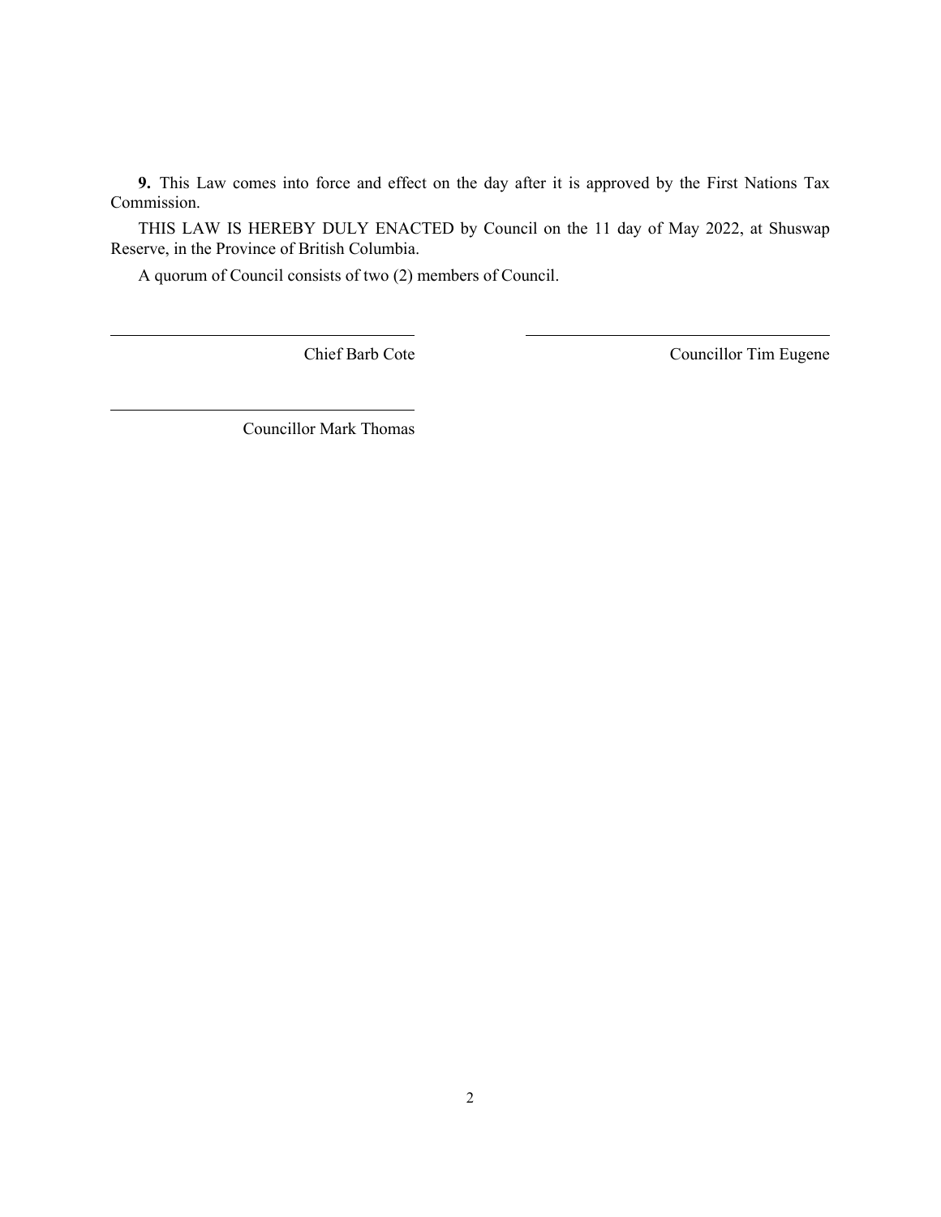**9.** This Law comes into force and effect on the day after it is approved by the First Nations Tax Commission.

THIS LAW IS HEREBY DULY ENACTED by Council on the 11 day of May 2022, at Shuswap Reserve, in the Province of British Columbia.

A quorum of Council consists of two (2) members of Council.

\_\_\_\_\_\_\_\_\_\_\_\_\_\_\_\_\_\_\_\_\_\_\_\_\_\_\_\_\_\_\_\_\_\_\_\_\_\_\_\_\_\_\_\_\_\_\_\_\_\_\_\_\_\_\_\_\_\_\_\_\_\_\_\_\_\_\_\_\_\_\_\_\_\_

Chief Barb Cote

\_\_\_\_\_\_\_\_\_\_\_\_\_\_\_\_\_\_\_\_\_\_\_\_\_\_\_\_\_\_\_\_\_\_\_\_\_\_\_\_\_\_\_\_\_\_\_\_\_\_\_\_\_\_\_\_\_\_\_\_\_\_\_\_\_\_\_\_\_\_\_\_\_\_

Councillor Tim Eugene

\_\_\_\_\_\_\_\_\_\_\_\_\_\_\_\_\_\_\_\_\_\_\_\_\_\_\_\_\_\_\_\_\_\_\_\_\_\_\_\_\_\_\_\_\_\_\_\_\_\_\_\_\_\_\_\_\_\_\_\_\_\_\_\_\_\_\_\_\_\_\_\_\_\_

Councillor Mark Thomas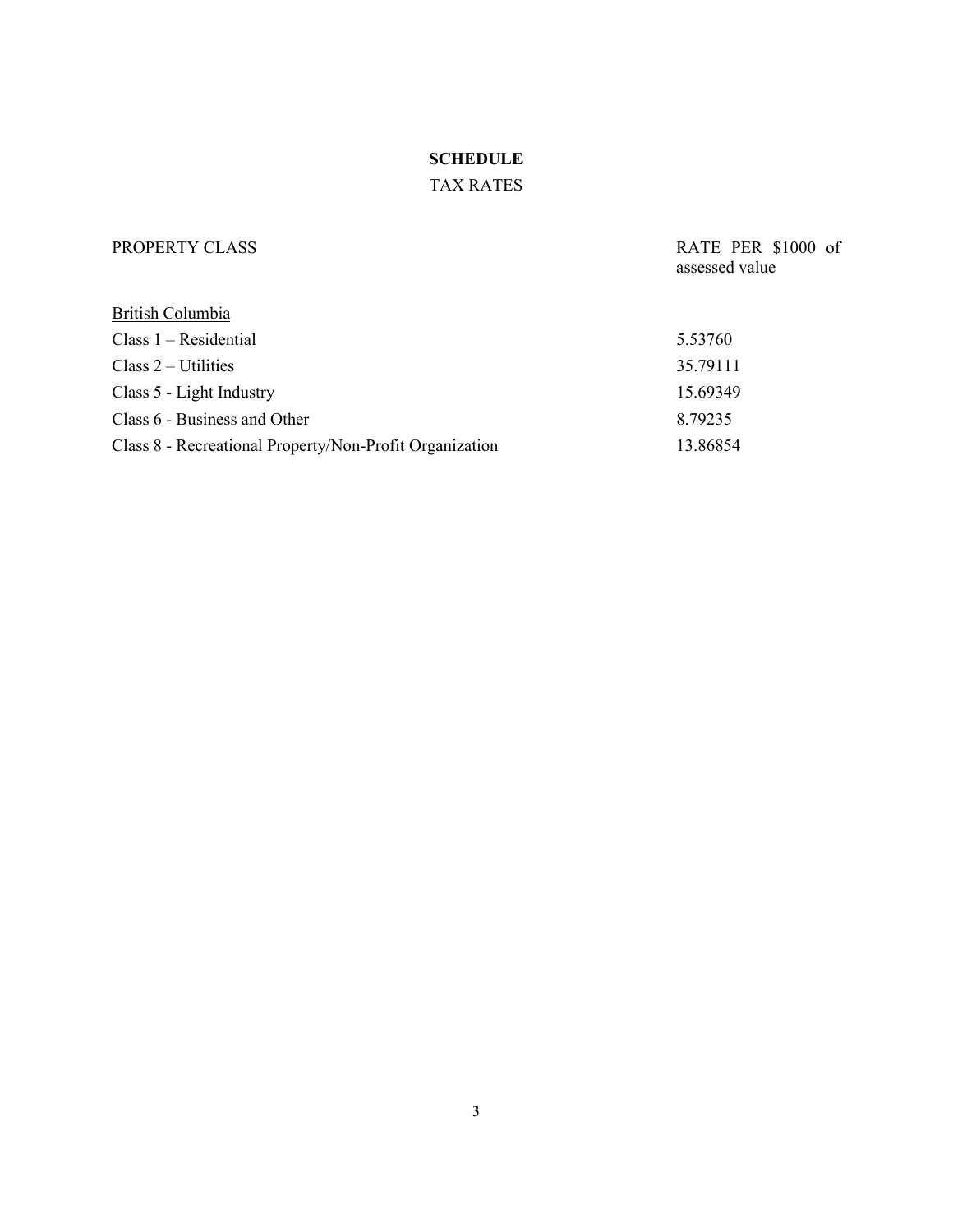**SCHEDULE**

TAX RATES

| PROPERTY CLASS | RATE PER $1000 of assessed value |
|---|---|
| British Columbia | |
| Class 1 – Residential | 5.53760 |
| Class 2 – Utilities | 35.79111 |
| Class 5 - Light Industry | 15.69349 |
| Class 6 - Business and Other | 8.79235 |
| Class 8 - Recreational Property/Non-Profit Organization | 13.86854 |